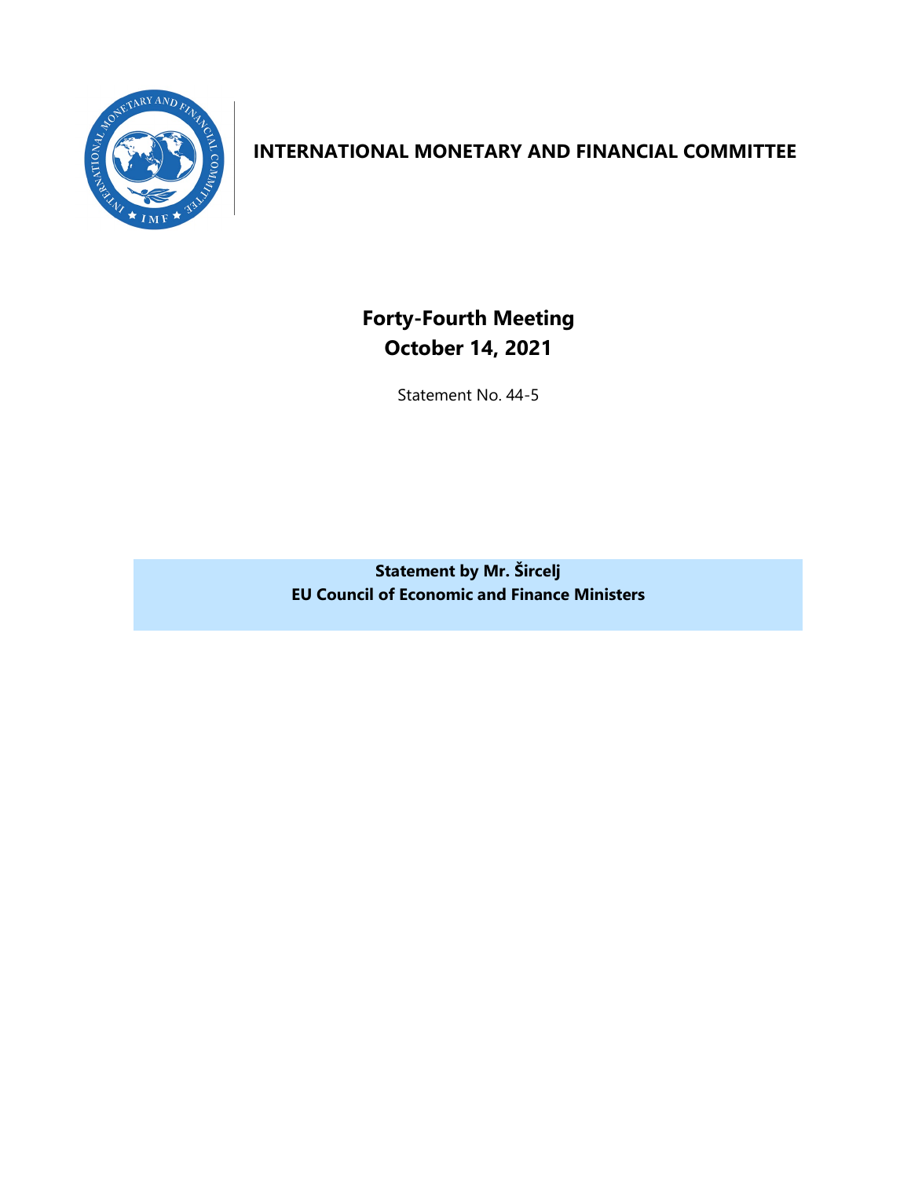# INTERNATIONAL MONETARY AND FINANCIAL COMMITTEE

## Forty-Fourth Meeting
## October 14, 2021

Statement No. 44-5

**Statement by Mr. Šircelj**
**EU Council of Economic and Finance Ministers**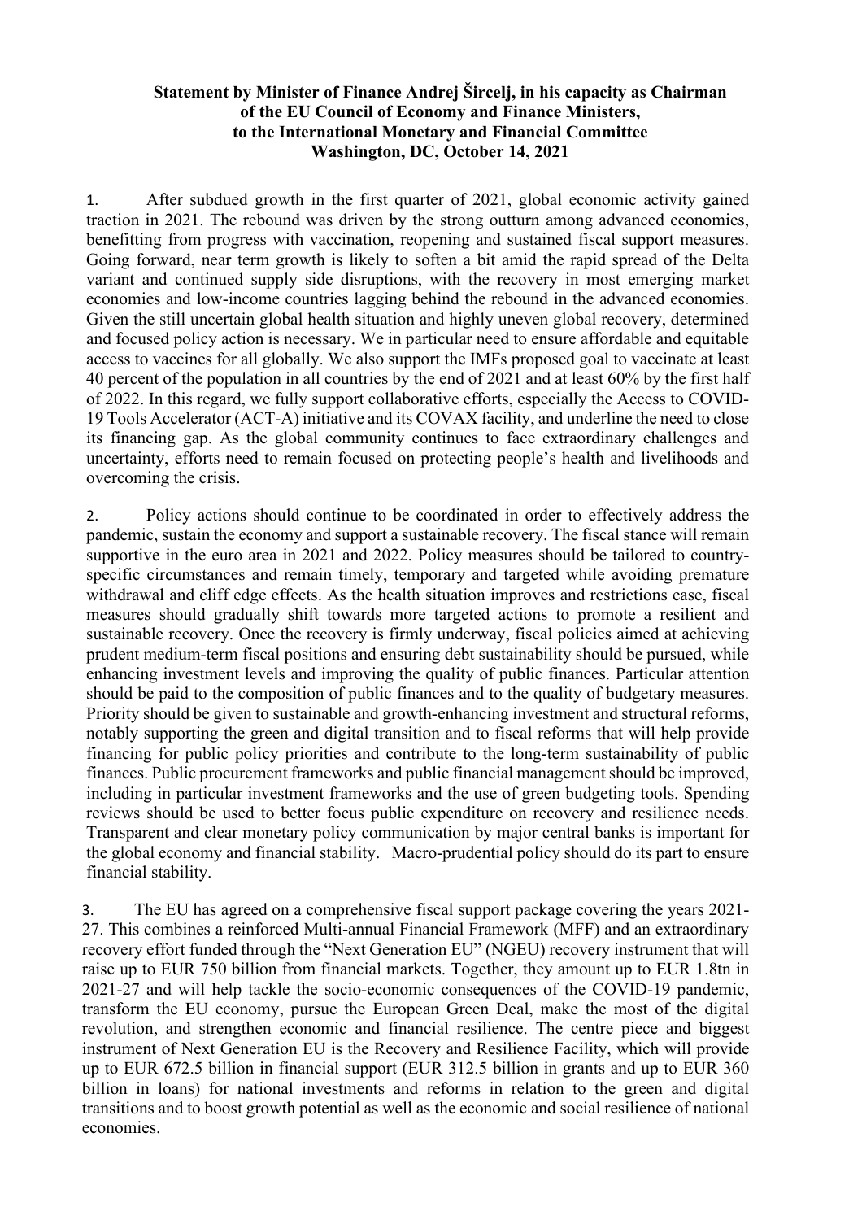**Statement by Minister of Finance Andrej Šircelj, in his capacity as Chairman of the EU Council of Economy and Finance Ministers, to the International Monetary and Financial Committee Washington, DC, October 14, 2021**

1. After subdued growth in the first quarter of 2021, global economic activity gained traction in 2021. The rebound was driven by the strong outturn among advanced economies, benefitting from progress with vaccination, reopening and sustained fiscal support measures. Going forward, near term growth is likely to soften a bit amid the rapid spread of the Delta variant and continued supply side disruptions, with the recovery in most emerging market economies and low-income countries lagging behind the rebound in the advanced economies. Given the still uncertain global health situation and highly uneven global recovery, determined and focused policy action is necessary. We in particular need to ensure affordable and equitable access to vaccines for all globally. We also support the IMFs proposed goal to vaccinate at least 40 percent of the population in all countries by the end of 2021 and at least 60% by the first half of 2022. In this regard, we fully support collaborative efforts, especially the Access to COVID-19 Tools Accelerator (ACT-A) initiative and its COVAX facility, and underline the need to close its financing gap. As the global community continues to face extraordinary challenges and uncertainty, efforts need to remain focused on protecting people's health and livelihoods and overcoming the crisis.

2. Policy actions should continue to be coordinated in order to effectively address the pandemic, sustain the economy and support a sustainable recovery. The fiscal stance will remain supportive in the euro area in 2021 and 2022. Policy measures should be tailored to country-specific circumstances and remain timely, temporary and targeted while avoiding premature withdrawal and cliff edge effects. As the health situation improves and restrictions ease, fiscal measures should gradually shift towards more targeted actions to promote a resilient and sustainable recovery. Once the recovery is firmly underway, fiscal policies aimed at achieving prudent medium-term fiscal positions and ensuring debt sustainability should be pursued, while enhancing investment levels and improving the quality of public finances. Particular attention should be paid to the composition of public finances and to the quality of budgetary measures. Priority should be given to sustainable and growth-enhancing investment and structural reforms, notably supporting the green and digital transition and to fiscal reforms that will help provide financing for public policy priorities and contribute to the long-term sustainability of public finances. Public procurement frameworks and public financial management should be improved, including in particular investment frameworks and the use of green budgeting tools. Spending reviews should be used to better focus public expenditure on recovery and resilience needs. Transparent and clear monetary policy communication by major central banks is important for the global economy and financial stability. Macro-prudential policy should do its part to ensure financial stability.

3. The EU has agreed on a comprehensive fiscal support package covering the years 2021-27. This combines a reinforced Multi-annual Financial Framework (MFF) and an extraordinary recovery effort funded through the "Next Generation EU" (NGEU) recovery instrument that will raise up to EUR 750 billion from financial markets. Together, they amount up to EUR 1.8tn in 2021-27 and will help tackle the socio-economic consequences of the COVID-19 pandemic, transform the EU economy, pursue the European Green Deal, make the most of the digital revolution, and strengthen economic and financial resilience. The centre piece and biggest instrument of Next Generation EU is the Recovery and Resilience Facility, which will provide up to EUR 672.5 billion in financial support (EUR 312.5 billion in grants and up to EUR 360 billion in loans) for national investments and reforms in relation to the green and digital transitions and to boost growth potential as well as the economic and social resilience of national economies.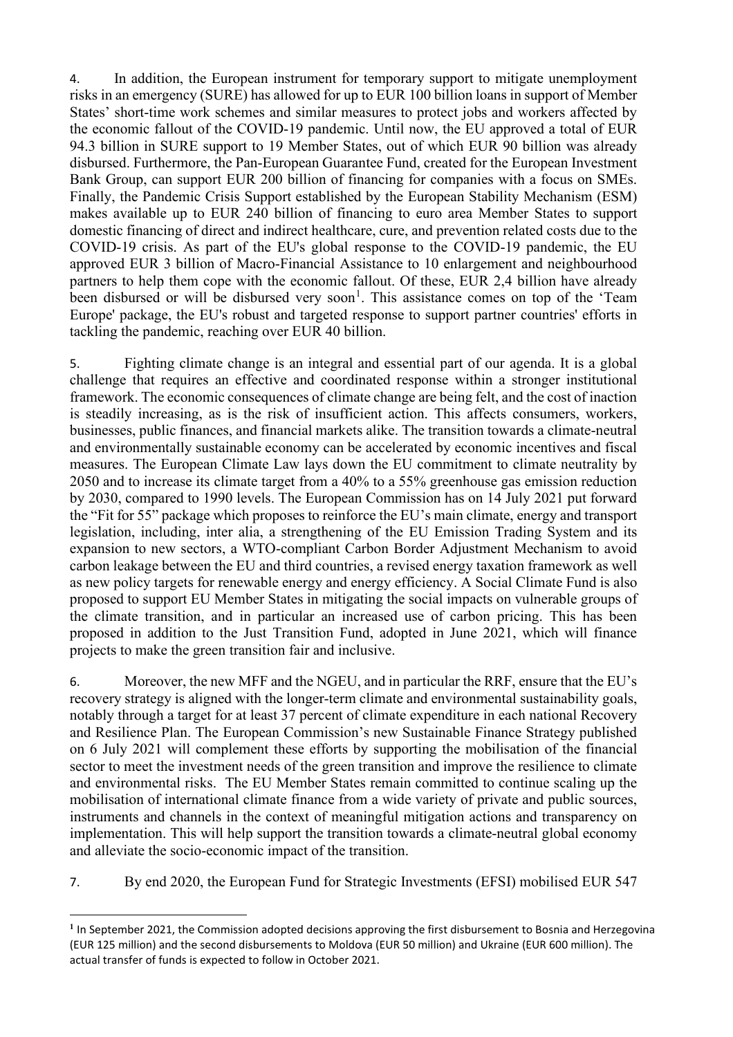4. In addition, the European instrument for temporary support to mitigate unemployment risks in an emergency (SURE) has allowed for up to EUR 100 billion loans in support of Member States' short-time work schemes and similar measures to protect jobs and workers affected by the economic fallout of the COVID-19 pandemic. Until now, the EU approved a total of EUR 94.3 billion in SURE support to 19 Member States, out of which EUR 90 billion was already disbursed. Furthermore, the Pan-European Guarantee Fund, created for the European Investment Bank Group, can support EUR 200 billion of financing for companies with a focus on SMEs. Finally, the Pandemic Crisis Support established by the European Stability Mechanism (ESM) makes available up to EUR 240 billion of financing to euro area Member States to support domestic financing of direct and indirect healthcare, cure, and prevention related costs due to the COVID-19 crisis. As part of the EU's global response to the COVID-19 pandemic, the EU approved EUR 3 billion of Macro-Financial Assistance to 10 enlargement and neighbourhood partners to help them cope with the economic fallout. Of these, EUR 2,4 billion have already been disbursed or will be disbursed very soon[1]. This assistance comes on top of the 'Team Europe' package, the EU's robust and targeted response to support partner countries' efforts in tackling the pandemic, reaching over EUR 40 billion.

5. Fighting climate change is an integral and essential part of our agenda. It is a global challenge that requires an effective and coordinated response within a stronger institutional framework. The economic consequences of climate change are being felt, and the cost of inaction is steadily increasing, as is the risk of insufficient action. This affects consumers, workers, businesses, public finances, and financial markets alike. The transition towards a climate-neutral and environmentally sustainable economy can be accelerated by economic incentives and fiscal measures. The European Climate Law lays down the EU commitment to climate neutrality by 2050 and to increase its climate target from a 40% to a 55% greenhouse gas emission reduction by 2030, compared to 1990 levels. The European Commission has on 14 July 2021 put forward the "Fit for 55" package which proposes to reinforce the EU's main climate, energy and transport legislation, including, inter alia, a strengthening of the EU Emission Trading System and its expansion to new sectors, a WTO-compliant Carbon Border Adjustment Mechanism to avoid carbon leakage between the EU and third countries, a revised energy taxation framework as well as new policy targets for renewable energy and energy efficiency. A Social Climate Fund is also proposed to support EU Member States in mitigating the social impacts on vulnerable groups of the climate transition, and in particular an increased use of carbon pricing. This has been proposed in addition to the Just Transition Fund, adopted in June 2021, which will finance projects to make the green transition fair and inclusive.

6. Moreover, the new MFF and the NGEU, and in particular the RRF, ensure that the EU's recovery strategy is aligned with the longer-term climate and environmental sustainability goals, notably through a target for at least 37 percent of climate expenditure in each national Recovery and Resilience Plan. The European Commission's new Sustainable Finance Strategy published on 6 July 2021 will complement these efforts by supporting the mobilisation of the financial sector to meet the investment needs of the green transition and improve the resilience to climate and environmental risks. The EU Member States remain committed to continue scaling up the mobilisation of international climate finance from a wide variety of private and public sources, instruments and channels in the context of meaningful mitigation actions and transparency on implementation. This will help support the transition towards a climate-neutral global economy and alleviate the socio-economic impact of the transition.

7. By end 2020, the European Fund for Strategic Investments (EFSI) mobilised EUR 547

---

[1] In September 2021, the Commission adopted decisions approving the first disbursement to Bosnia and Herzegovina (EUR 125 million) and the second disbursements to Moldova (EUR 50 million) and Ukraine (EUR 600 million). The actual transfer of funds is expected to follow in October 2021.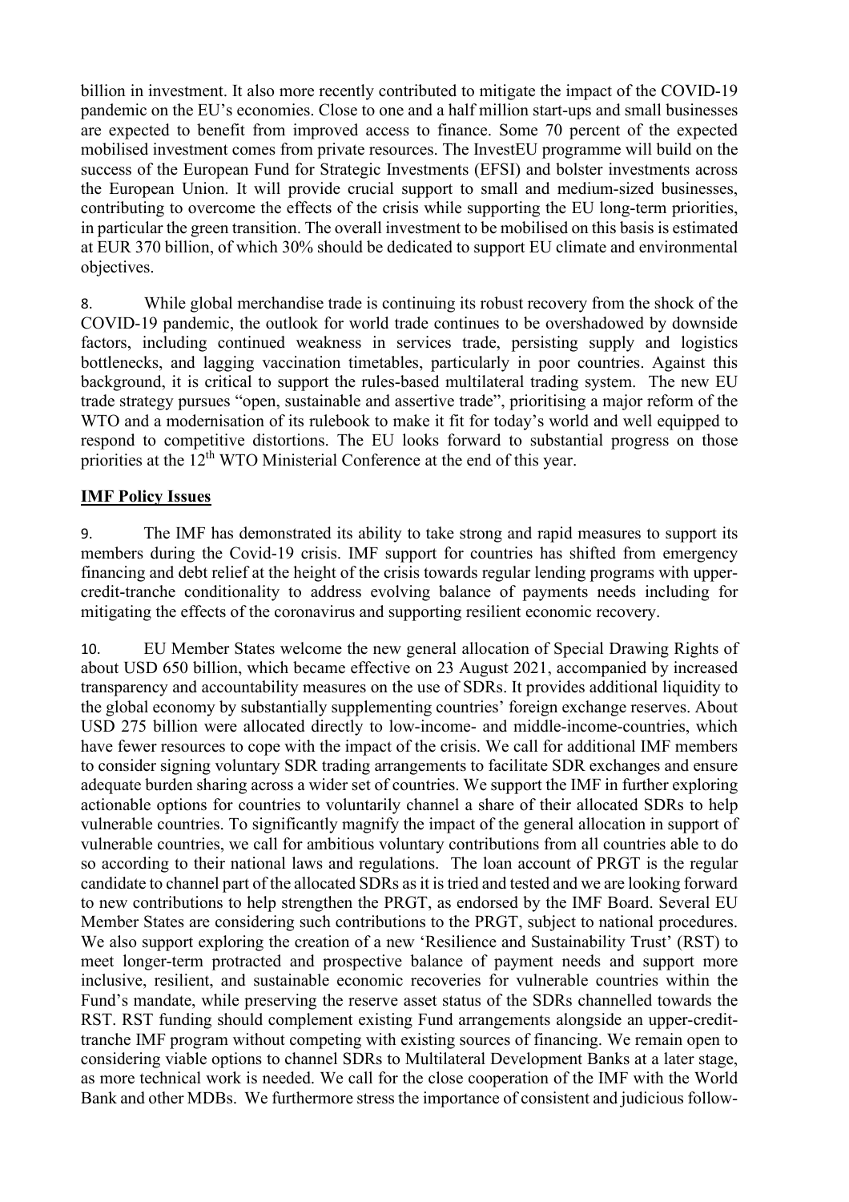billion in investment. It also more recently contributed to mitigate the impact of the COVID-19 pandemic on the EU's economies. Close to one and a half million start-ups and small businesses are expected to benefit from improved access to finance. Some 70 percent of the expected mobilised investment comes from private resources. The InvestEU programme will build on the success of the European Fund for Strategic Investments (EFSI) and bolster investments across the European Union. It will provide crucial support to small and medium-sized businesses, contributing to overcome the effects of the crisis while supporting the EU long-term priorities, in particular the green transition. The overall investment to be mobilised on this basis is estimated at EUR 370 billion, of which 30% should be dedicated to support EU climate and environmental objectives.

8. While global merchandise trade is continuing its robust recovery from the shock of the COVID-19 pandemic, the outlook for world trade continues to be overshadowed by downside factors, including continued weakness in services trade, persisting supply and logistics bottlenecks, and lagging vaccination timetables, particularly in poor countries. Against this background, it is critical to support the rules-based multilateral trading system. The new EU trade strategy pursues "open, sustainable and assertive trade", prioritising a major reform of the WTO and a modernisation of its rulebook to make it fit for today's world and well equipped to respond to competitive distortions. The EU looks forward to substantial progress on those priorities at the 12th WTO Ministerial Conference at the end of this year.

**IMF Policy Issues**

9. The IMF has demonstrated its ability to take strong and rapid measures to support its members during the Covid-19 crisis. IMF support for countries has shifted from emergency financing and debt relief at the height of the crisis towards regular lending programs with upper-credit-tranche conditionality to address evolving balance of payments needs including for mitigating the effects of the coronavirus and supporting resilient economic recovery.

10. EU Member States welcome the new general allocation of Special Drawing Rights of about USD 650 billion, which became effective on 23 August 2021, accompanied by increased transparency and accountability measures on the use of SDRs. It provides additional liquidity to the global economy by substantially supplementing countries' foreign exchange reserves. About USD 275 billion were allocated directly to low-income- and middle-income-countries, which have fewer resources to cope with the impact of the crisis. We call for additional IMF members to consider signing voluntary SDR trading arrangements to facilitate SDR exchanges and ensure adequate burden sharing across a wider set of countries. We support the IMF in further exploring actionable options for countries to voluntarily channel a share of their allocated SDRs to help vulnerable countries. To significantly magnify the impact of the general allocation in support of vulnerable countries, we call for ambitious voluntary contributions from all countries able to do so according to their national laws and regulations. The loan account of PRGT is the regular candidate to channel part of the allocated SDRs as it is tried and tested and we are looking forward to new contributions to help strengthen the PRGT, as endorsed by the IMF Board. Several EU Member States are considering such contributions to the PRGT, subject to national procedures. We also support exploring the creation of a new 'Resilience and Sustainability Trust' (RST) to meet longer-term protracted and prospective balance of payment needs and support more inclusive, resilient, and sustainable economic recoveries for vulnerable countries within the Fund's mandate, while preserving the reserve asset status of the SDRs channelled towards the RST. RST funding should complement existing Fund arrangements alongside an upper-credit-tranche IMF program without competing with existing sources of financing. We remain open to considering viable options to channel SDRs to Multilateral Development Banks at a later stage, as more technical work is needed. We call for the close cooperation of the IMF with the World Bank and other MDBs. We furthermore stress the importance of consistent and judicious follow-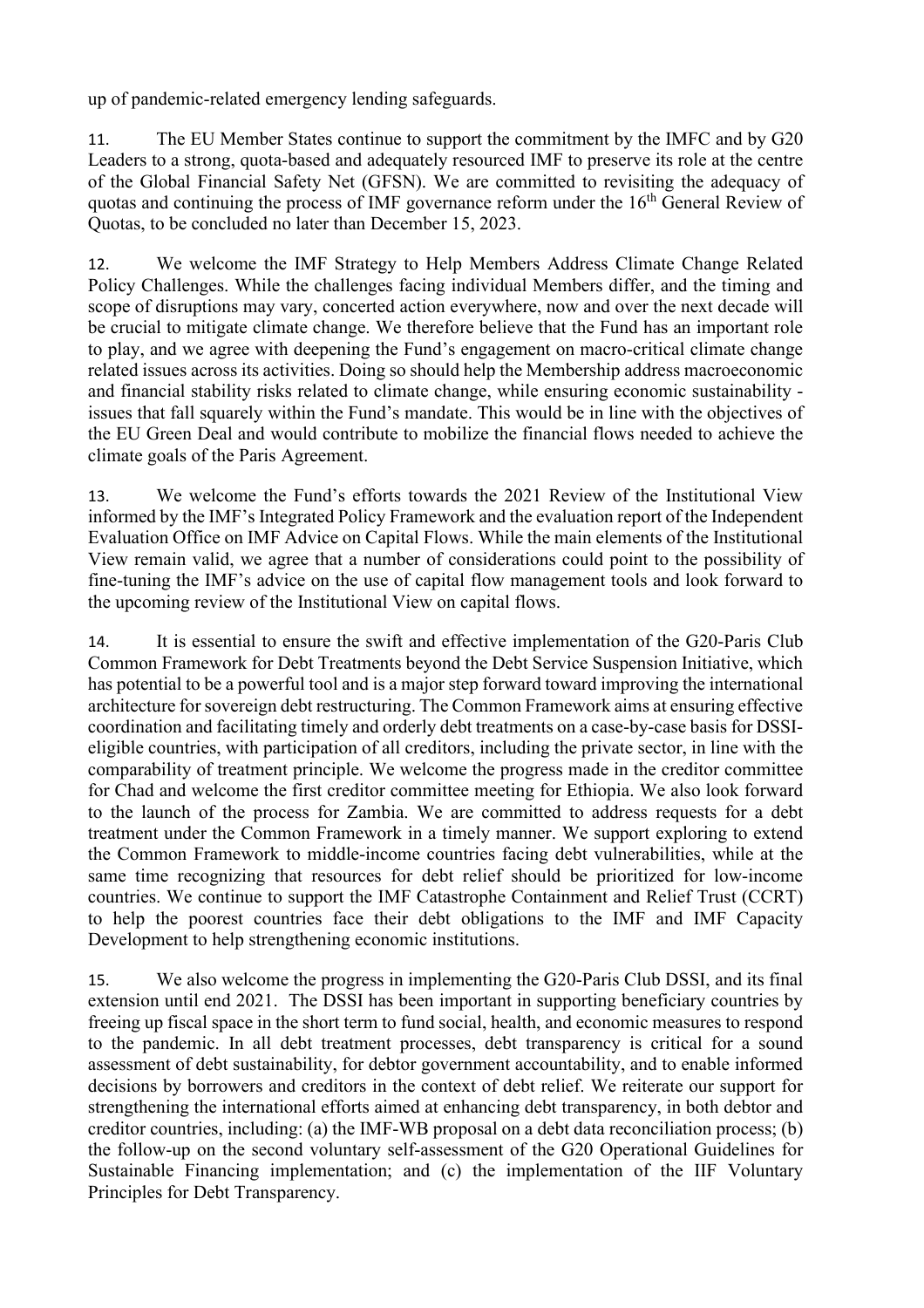up of pandemic-related emergency lending safeguards.

11. The EU Member States continue to support the commitment by the IMFC and by G20 Leaders to a strong, quota-based and adequately resourced IMF to preserve its role at the centre of the Global Financial Safety Net (GFSN). We are committed to revisiting the adequacy of quotas and continuing the process of IMF governance reform under the 16th General Review of Quotas, to be concluded no later than December 15, 2023.

12. We welcome the IMF Strategy to Help Members Address Climate Change Related Policy Challenges. While the challenges facing individual Members differ, and the timing and scope of disruptions may vary, concerted action everywhere, now and over the next decade will be crucial to mitigate climate change. We therefore believe that the Fund has an important role to play, and we agree with deepening the Fund's engagement on macro-critical climate change related issues across its activities. Doing so should help the Membership address macroeconomic and financial stability risks related to climate change, while ensuring economic sustainability - issues that fall squarely within the Fund's mandate. This would be in line with the objectives of the EU Green Deal and would contribute to mobilize the financial flows needed to achieve the climate goals of the Paris Agreement.

13. We welcome the Fund's efforts towards the 2021 Review of the Institutional View informed by the IMF's Integrated Policy Framework and the evaluation report of the Independent Evaluation Office on IMF Advice on Capital Flows. While the main elements of the Institutional View remain valid, we agree that a number of considerations could point to the possibility of fine-tuning the IMF's advice on the use of capital flow management tools and look forward to the upcoming review of the Institutional View on capital flows.

14. It is essential to ensure the swift and effective implementation of the G20-Paris Club Common Framework for Debt Treatments beyond the Debt Service Suspension Initiative, which has potential to be a powerful tool and is a major step forward toward improving the international architecture for sovereign debt restructuring. The Common Framework aims at ensuring effective coordination and facilitating timely and orderly debt treatments on a case-by-case basis for DSSI-eligible countries, with participation of all creditors, including the private sector, in line with the comparability of treatment principle. We welcome the progress made in the creditor committee for Chad and welcome the first creditor committee meeting for Ethiopia. We also look forward to the launch of the process for Zambia. We are committed to address requests for a debt treatment under the Common Framework in a timely manner. We support exploring to extend the Common Framework to middle-income countries facing debt vulnerabilities, while at the same time recognizing that resources for debt relief should be prioritized for low-income countries. We continue to support the IMF Catastrophe Containment and Relief Trust (CCRT) to help the poorest countries face their debt obligations to the IMF and IMF Capacity Development to help strengthening economic institutions.

15. We also welcome the progress in implementing the G20-Paris Club DSSI, and its final extension until end 2021. The DSSI has been important in supporting beneficiary countries by freeing up fiscal space in the short term to fund social, health, and economic measures to respond to the pandemic. In all debt treatment processes, debt transparency is critical for a sound assessment of debt sustainability, for debtor government accountability, and to enable informed decisions by borrowers and creditors in the context of debt relief. We reiterate our support for strengthening the international efforts aimed at enhancing debt transparency, in both debtor and creditor countries, including: (a) the IMF-WB proposal on a debt data reconciliation process; (b) the follow-up on the second voluntary self-assessment of the G20 Operational Guidelines for Sustainable Financing implementation; and (c) the implementation of the IIF Voluntary Principles for Debt Transparency.